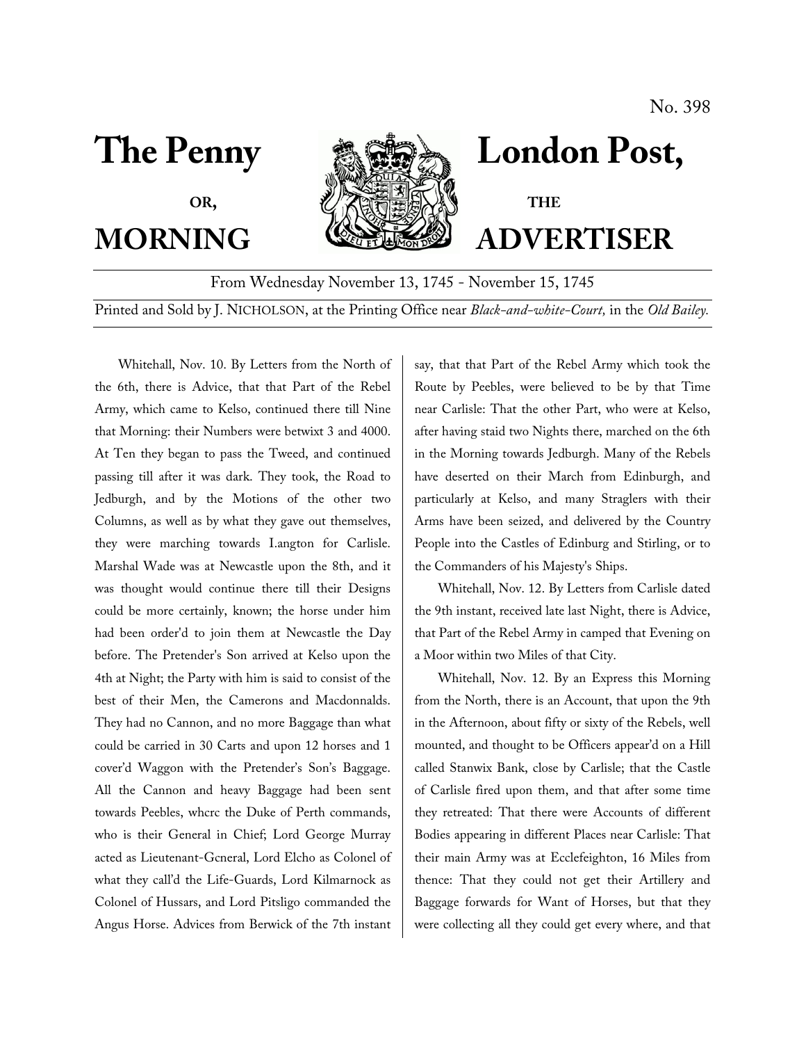No. 398

# The Penny London Post,

**OR, THE**

# MORNING ADVERTISER

From Wednesday November 13, 1745 - November 15, 1745

Printed and Sold by J. NICHOLSON, at the Printing Office near *Black-and-white-Court,* in the *Old Bailey.*

---

Whitehall, Nov. 10. By Letters from the North of the 6th, there is Advice, that that Part of the Rebel Army, which came to Kelso, continued there till Nine that Morning: their Numbers were betwixt 3 and 4000. At Ten they began to pass the Tweed, and continued passing till after it was dark. They took, the Road to Jedburgh, and by the Motions of the other two Columns, as well as by what they gave out themselves, they were marching towards I.angton for Carlisle. Marshal Wade was at Newcastle upon the 8th, and it was thought would continue there till their Designs could be more certainly, known; the horse under him had been order'd to join them at Newcastle the Day before. The Pretender's Son arrived at Kelso upon the 4th at Night; the Party with him is said to consist of the best of their Men, the Camerons and Macdonnalds. They had no Cannon, and no more Baggage than what could be carried in 30 Carts and upon 12 horses and 1 cover'd Waggon with the Pretender's Son's Baggage. All the Cannon and heavy Baggage had been sent towards Peebles, whcrc the Duke of Perth commands, who is their General in Chief; Lord George Murray acted as Lieutenant-Gcneral, Lord Elcho as Colonel of what they call'd the Life-Guards, Lord Kilmarnock as Colonel of Hussars, and Lord Pitsligo commanded the Angus Horse. Advices from Berwick of the 7th instant say, that that Part of the Rebel Army which took the Route by Peebles, were believed to be by that Time near Carlisle: That the other Part, who were at Kelso, after having staid two Nights there, marched on the 6th in the Morning towards Jedburgh. Many of the Rebels have deserted on their March from Edinburgh, and particularly at Kelso, and many Straglers with their Arms have been seized, and delivered by the Country People into the Castles of Edinburg and Stirling, or to the Commanders of his Majesty's Ships.

Whitehall, Nov. 12. By Letters from Carlisle dated the 9th instant, received late last Night, there is Advice, that Part of the Rebel Army in camped that Evening on a Moor within two Miles of that City.

Whitehall, Nov. 12. By an Express this Morning from the North, there is an Account, that upon the 9th in the Afternoon, about fifty or sixty of the Rebels, well mounted, and thought to be Officers appear'd on a Hill called Stanwix Bank, close by Carlisle; that the Castle of Carlisle fired upon them, and that after some time they retreated: That there were Accounts of different Bodies appearing in different Places near Carlisle: That their main Army was at Ecclefeighton, 16 Miles from thence: That they could not get their Artillery and Baggage forwards for Want of Horses, but that they were collecting all they could get every where, and that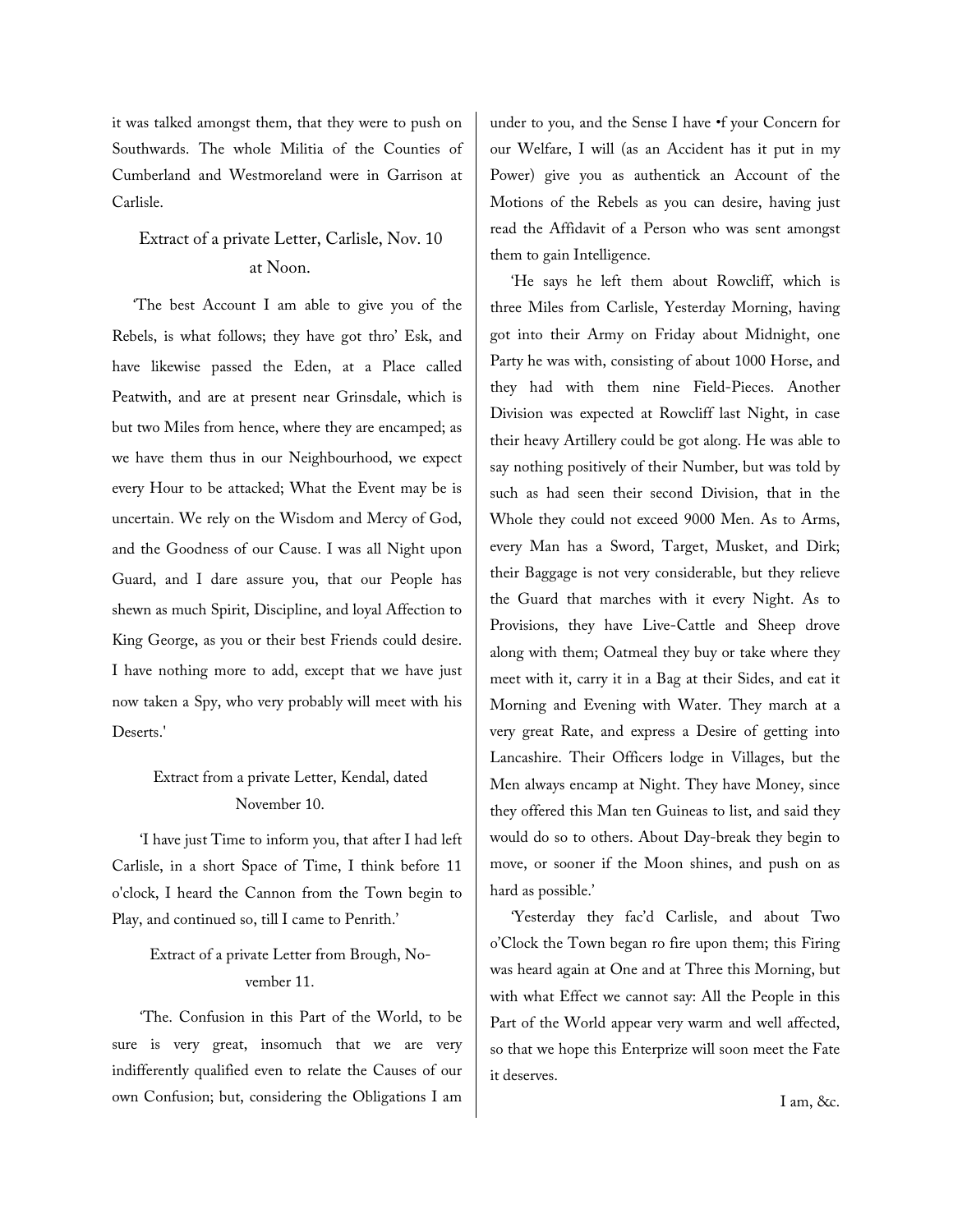it was talked amongst them, that they were to push on Southwards. The whole Militia of the Counties of Cumberland and Westmoreland were in Garrison at Carlisle.

### Extract of a private Letter, Carlisle, Nov. 10 at Noon.

'The best Account I am able to give you of the Rebels, is what follows; they have got thro' Esk, and have likewise passed the Eden, at a Place called Peatwith, and are at present near Grinsdale, which is but two Miles from hence, where they are encamped; as we have them thus in our Neighbourhood, we expect every Hour to be attacked; What the Event may be is uncertain. We rely on the Wisdom and Mercy of God, and the Goodness of our Cause. I was all Night upon Guard, and I dare assure you, that our People has shewn as much Spirit, Discipline, and loyal Affection to King George, as you or their best Friends could desire. I have nothing more to add, except that we have just now taken a Spy, who very probably will meet with his Deserts.'

### Extract from a private Letter, Kendal, dated November 10.

'I have just Time to inform you, that after I had left Carlisle, in a short Space of Time, I think before 11 o'clock, I heard the Cannon from the Town begin to Play, and continued so, till I came to Penrith.'

### Extract of a private Letter from Brough, November 11.

'The. Confusion in this Part of the World, to be sure is very great, insomuch that we are very indifferently qualified even to relate the Causes of our own Confusion; but, considering the Obligations I am under to you, and the Sense I have •f your Concern for our Welfare, I will (as an Accident has it put in my Power) give you as authentick an Account of the Motions of the Rebels as you can desire, having just read the Affidavit of a Person who was sent amongst them to gain Intelligence.

'He says he left them about Rowcliff, which is three Miles from Carlisle, Yesterday Morning, having got into their Army on Friday about Midnight, one Party he was with, consisting of about 1000 Horse, and they had with them nine Field-Pieces. Another Division was expected at Rowcliff last Night, in case their heavy Artillery could be got along. He was able to say nothing positively of their Number, but was told by such as had seen their second Division, that in the Whole they could not exceed 9000 Men. As to Arms, every Man has a Sword, Target, Musket, and Dirk; their Baggage is not very considerable, but they relieve the Guard that marches with it every Night. As to Provisions, they have Live-Cattle and Sheep drove along with them; Oatmeal they buy or take where they meet with it, carry it in a Bag at their Sides, and eat it Morning and Evening with Water. They march at a very great Rate, and express a Desire of getting into Lancashire. Their Officers lodge in Villages, but the Men always encamp at Night. They have Money, since they offered this Man ten Guineas to list, and said they would do so to others. About Day-break they begin to move, or sooner if the Moon shines, and push on as hard as possible.'

'Yesterday they fac'd Carlisle, and about Two o'Clock the Town began ro fire upon them; this Firing was heard again at One and at Three this Morning, but with what Effect we cannot say: All the People in this Part of the World appear very warm and well affected, so that we hope this Enterprize will soon meet the Fate it deserves.

I am, &c.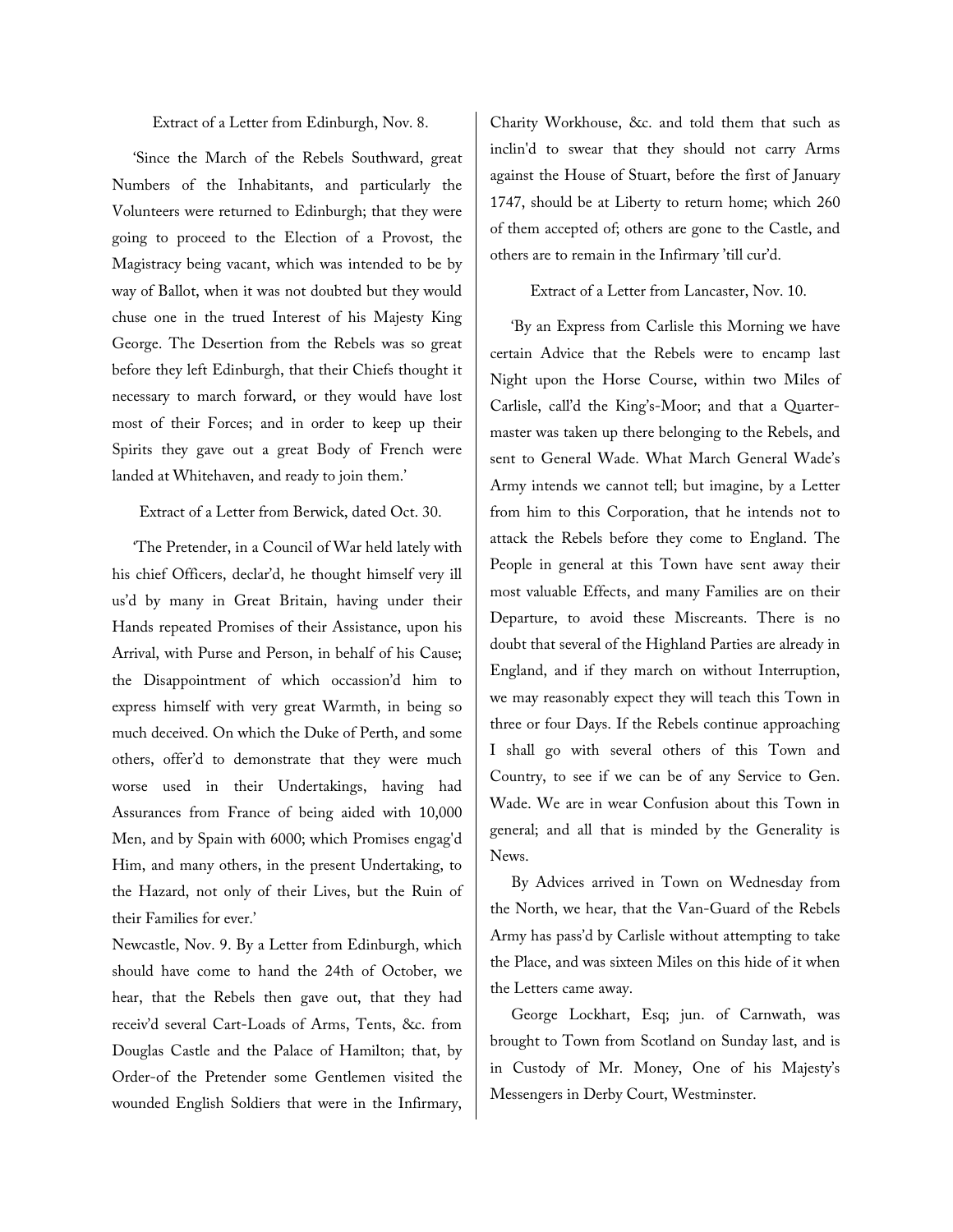Extract of a Letter from Edinburgh, Nov. 8.

'Since the March of the Rebels Southward, great Numbers of the Inhabitants, and particularly the Volunteers were returned to Edinburgh; that they were going to proceed to the Election of a Provost, the Magistracy being vacant, which was intended to be by way of Ballot, when it was not doubted but they would chuse one in the trued Interest of his Majesty King George. The Desertion from the Rebels was so great before they left Edinburgh, that their Chiefs thought it necessary to march forward, or they would have lost most of their Forces; and in order to keep up their Spirits they gave out a great Body of French were landed at Whitehaven, and ready to join them.'

Extract of a Letter from Berwick, dated Oct. 30.

'The Pretender, in a Council of War held lately with his chief Officers, declar'd, he thought himself very ill us'd by many in Great Britain, having under their Hands repeated Promises of their Assistance, upon his Arrival, with Purse and Person, in behalf of his Cause; the Disappointment of which occassion'd him to express himself with very great Warmth, in being so much deceived. On which the Duke of Perth, and some others, offer'd to demonstrate that they were much worse used in their Undertakings, having had Assurances from France of being aided with 10,000 Men, and by Spain with 6000; which Promises engag'd Him, and many others, in the present Undertaking, to the Hazard, not only of their Lives, but the Ruin of their Families for ever.'

Newcastle, Nov. 9. By a Letter from Edinburgh, which should have come to hand the 24th of October, we hear, that the Rebels then gave out, that they had receiv'd several Cart-Loads of Arms, Tents, &c. from Douglas Castle and the Palace of Hamilton; that, by Order of the Pretender some Gentlemen visited the wounded English Soldiers that were in the Infirmary, Charity Workhouse, &c. and told them that such as inclin'd to swear that they should not carry Arms against the House of Stuart, before the first of January 1747, should be at Liberty to return home; which 260 of them accepted of; others are gone to the Castle, and others are to remain in the Infirmary 'till cur'd.

Extract of a Letter from Lancaster, Nov. 10.

'By an Express from Carlisle this Morning we have certain Advice that the Rebels were to encamp last Night upon the Horse Course, within two Miles of Carlisle, call'd the King's-Moor; and that a Quarter-master was taken up there belonging to the Rebels, and sent to General Wade. What March General Wade's Army intends we cannot tell; but imagine, by a Letter from him to this Corporation, that he intends not to attack the Rebels before they come to England. The People in general at this Town have sent away their most valuable Effects, and many Families are on their Departure, to avoid these Miscreants. There is no doubt that several of the Highland Parties are already in England, and if they march on without Interruption, we may reasonably expect they will teach this Town in three or four Days. If the Rebels continue approaching I shall go with several others of this Town and Country, to see if we can be of any Service to Gen. Wade. We are in wear Confusion about this Town in general; and all that is minded by the Generality is News.

By Advices arrived in Town on Wednesday from the North, we hear, that the Van-Guard of the Rebels Army has pass'd by Carlisle without attempting to take the Place, and was sixteen Miles on this hide of it when the Letters came away.

George Lockhart, Esq; jun. of Carnwath, was brought to Town from Scotland on Sunday last, and is in Custody of Mr. Money, One of his Majesty's Messengers in Derby Court, Westminster.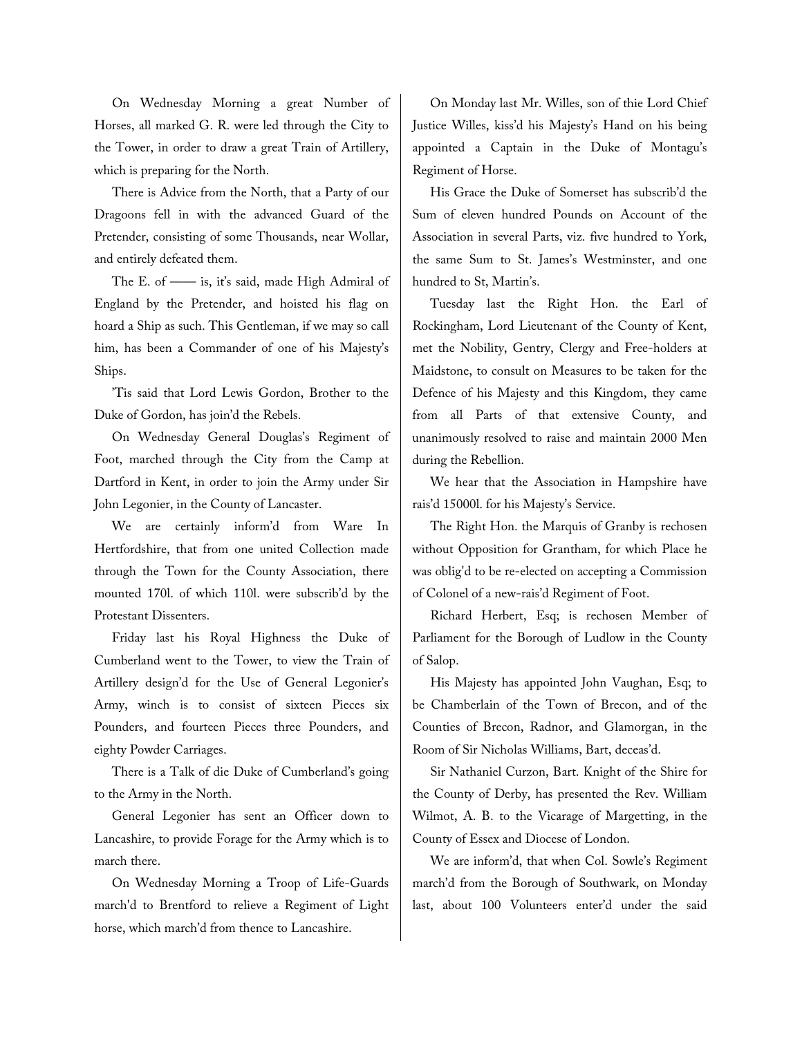On Wednesday Morning a great Number of Horses, all marked G. R. were led through the City to the Tower, in order to draw a great Train of Artillery, which is preparing for the North.

There is Advice from the North, that a Party of our Dragoons fell in with the advanced Guard of the Pretender, consisting of some Thousands, near Wollar, and entirely defeated them.

The E. of —— is, it's said, made High Admiral of England by the Pretender, and hoisted his flag on hoard a Ship as such. This Gentleman, if we may so call him, has been a Commander of one of his Majesty's Ships.

'Tis said that Lord Lewis Gordon, Brother to the Duke of Gordon, has join'd the Rebels.

On Wednesday General Douglas's Regiment of Foot, marched through the City from the Camp at Dartford in Kent, in order to join the Army under Sir John Legonier, in the County of Lancaster.

We are certainly inform'd from Ware In Hertfordshire, that from one united Collection made through the Town for the County Association, there mounted 170l. of which 110l. were subscrib'd by the Protestant Dissenters.

Friday last his Royal Highness the Duke of Cumberland went to the Tower, to view the Train of Artillery design'd for the Use of General Legonier's Army, winch is to consist of sixteen Pieces six Pounders, and fourteen Pieces three Pounders, and eighty Powder Carriages.

There is a Talk of die Duke of Cumberland's going to the Army in the North.

General Legonier has sent an Officer down to Lancashire, to provide Forage for the Army which is to march there.

On Wednesday Morning a Troop of Life-Guards march'd to Brentford to relieve a Regiment of Light horse, which march'd from thence to Lancashire.

On Monday last Mr. Willes, son of thie Lord Chief Justice Willes, kiss'd his Majesty's Hand on his being appointed a Captain in the Duke of Montagu's Regiment of Horse.

His Grace the Duke of Somerset has subscrib'd the Sum of eleven hundred Pounds on Account of the Association in several Parts, viz. five hundred to York, the same Sum to St. James's Westminster, and one hundred to St, Martin's.

Tuesday last the Right Hon. the Earl of Rockingham, Lord Lieutenant of the County of Kent, met the Nobility, Gentry, Clergy and Free-holders at Maidstone, to consult on Measures to be taken for the Defence of his Majesty and this Kingdom, they came from all Parts of that extensive County, and unanimously resolved to raise and maintain 2000 Men during the Rebellion.

We hear that the Association in Hampshire have rais'd 15000l. for his Majesty's Service.

The Right Hon. the Marquis of Granby is rechosen without Opposition for Grantham, for which Place he was oblig'd to be re-elected on accepting a Commission of Colonel of a new-rais'd Regiment of Foot.

Richard Herbert, Esq; is rechosen Member of Parliament for the Borough of Ludlow in the County of Salop.

His Majesty has appointed John Vaughan, Esq; to be Chamberlain of the Town of Brecon, and of the Counties of Brecon, Radnor, and Glamorgan, in the Room of Sir Nicholas Williams, Bart, deceas'd.

Sir Nathaniel Curzon, Bart. Knight of the Shire for the County of Derby, has presented the Rev. William Wilmot, A. B. to the Vicarage of Margetting, in the County of Essex and Diocese of London.

We are inform'd, that when Col. Sowle's Regiment march'd from the Borough of Southwark, on Monday last, about 100 Volunteers enter'd under the said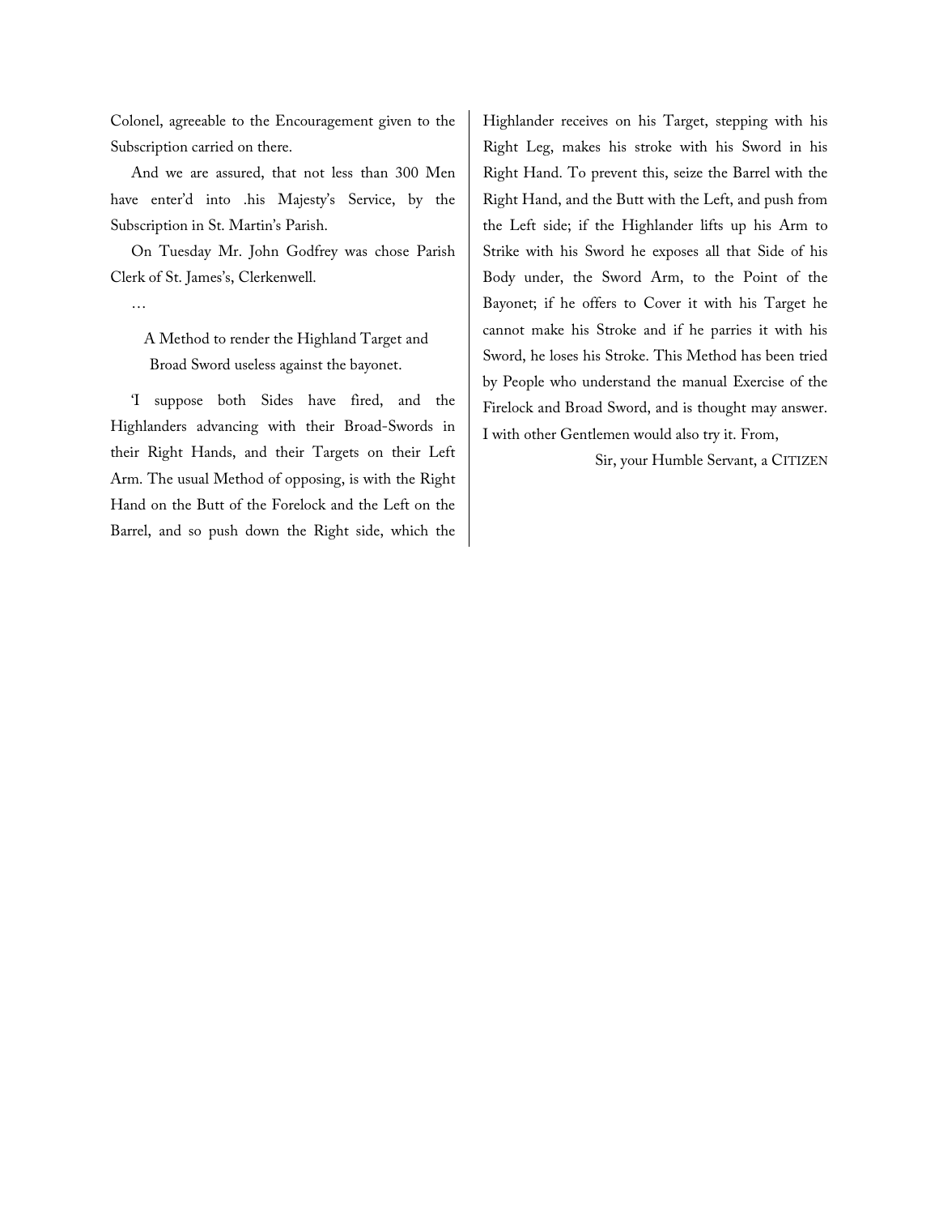Colonel, agreeable to the Encouragement given to the Subscription carried on there.

And we are assured, that not less than 300 Men have enter'd into .his Majesty's Service, by the Subscription in St. Martin's Parish.

On Tuesday Mr. John Godfrey was chose Parish Clerk of St. James's, Clerkenwell.

…

A Method to render the Highland Target and Broad Sword useless against the bayonet.

'I suppose both Sides have fired, and the Highlanders advancing with their Broad-Swords in their Right Hands, and their Targets on their Left Arm. The usual Method of opposing, is with the Right Hand on the Butt of the Forelock and the Left on the Barrel, and so push down the Right side, which the Highlander receives on his Target, stepping with his Right Leg, makes his stroke with his Sword in his Right Hand. To prevent this, seize the Barrel with the Right Hand, and the Butt with the Left, and push from the Left side; if the Highlander lifts up his Arm to Strike with his Sword he exposes all that Side of his Body under, the Sword Arm, to the Point of the Bayonet; if he offers to Cover it with his Target he cannot make his Stroke and if he parries it with his Sword, he loses his Stroke. This Method has been tried by People who understand the manual Exercise of the Firelock and Broad Sword, and is thought may answer. I with other Gentlemen would also try it. From,

Sir, your Humble Servant, a CITIZEN